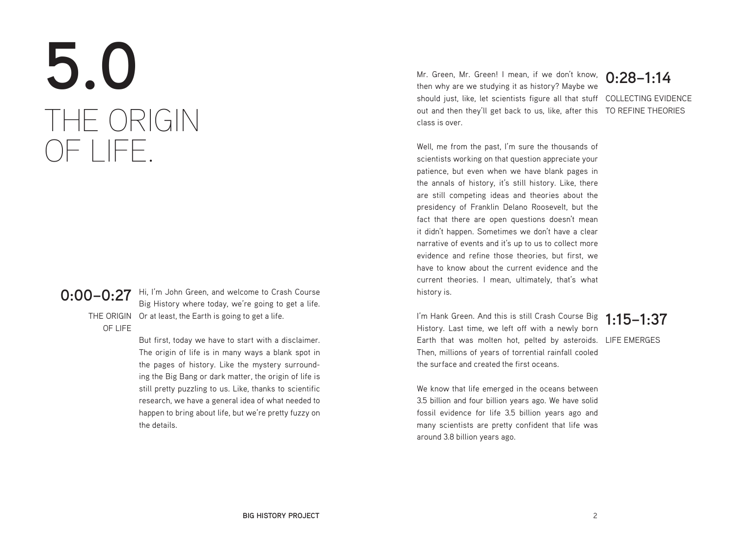# 5.0 THE ORIGIN OF LIFE.

## 0:00–0:27

**THE ORIGIN OF LIFE**

Hi, I'm John Green, and welcome to Crash Course Big History where today, we're going to get a life. Or at least, the Earth is going to get a life.

But first, today we have to start with a disclaimer. The origin of life is in many ways a blank spot in the pages of history. Like the mystery surrounding the Big Bang or dark matter, the origin of life is still pretty puzzling to us. Like, thanks to scientific research, we have a general idea of what needed to happen to bring about life, but we're pretty fuzzy on the details.

## 0:28–1:14

**COLLECTING EVIDENCE TO REFINE THEORIES**

Mr. Green, Mr. Green! I mean, if we don't know, then why are we studying it as history? Maybe we should just, like, let scientists figure all that stuff out and then they'll get back to us, like, after this class is over.

Well, me from the past, I'm sure the thousands of scientists working on that question appreciate your patience, but even when we have blank pages in the annals of history, it's still history. Like, there are still competing ideas and theories about the presidency of Franklin Delano Roosevelt, but the fact that there are open questions doesn't mean it didn't happen. Sometimes we don't have a clear narrative of events and it's up to us to collect more evidence and refine those theories, but first, we have to know about the current evidence and the current theories. I mean, ultimately, that's what history is.

## 1:15–1:37

**LIFE EMERGES**

I'm Hank Green. And this is still Crash Course Big History. Last time, we left off with a newly born Earth that was molten hot, pelted by asteroids. Then, millions of years of torrential rainfall cooled the surface and created the first oceans.

We know that life emerged in the oceans between 3.5 billion and four billion years ago. We have solid fossil evidence for life 3.5 billion years ago and many scientists are pretty confident that life was around 3.8 billion years ago.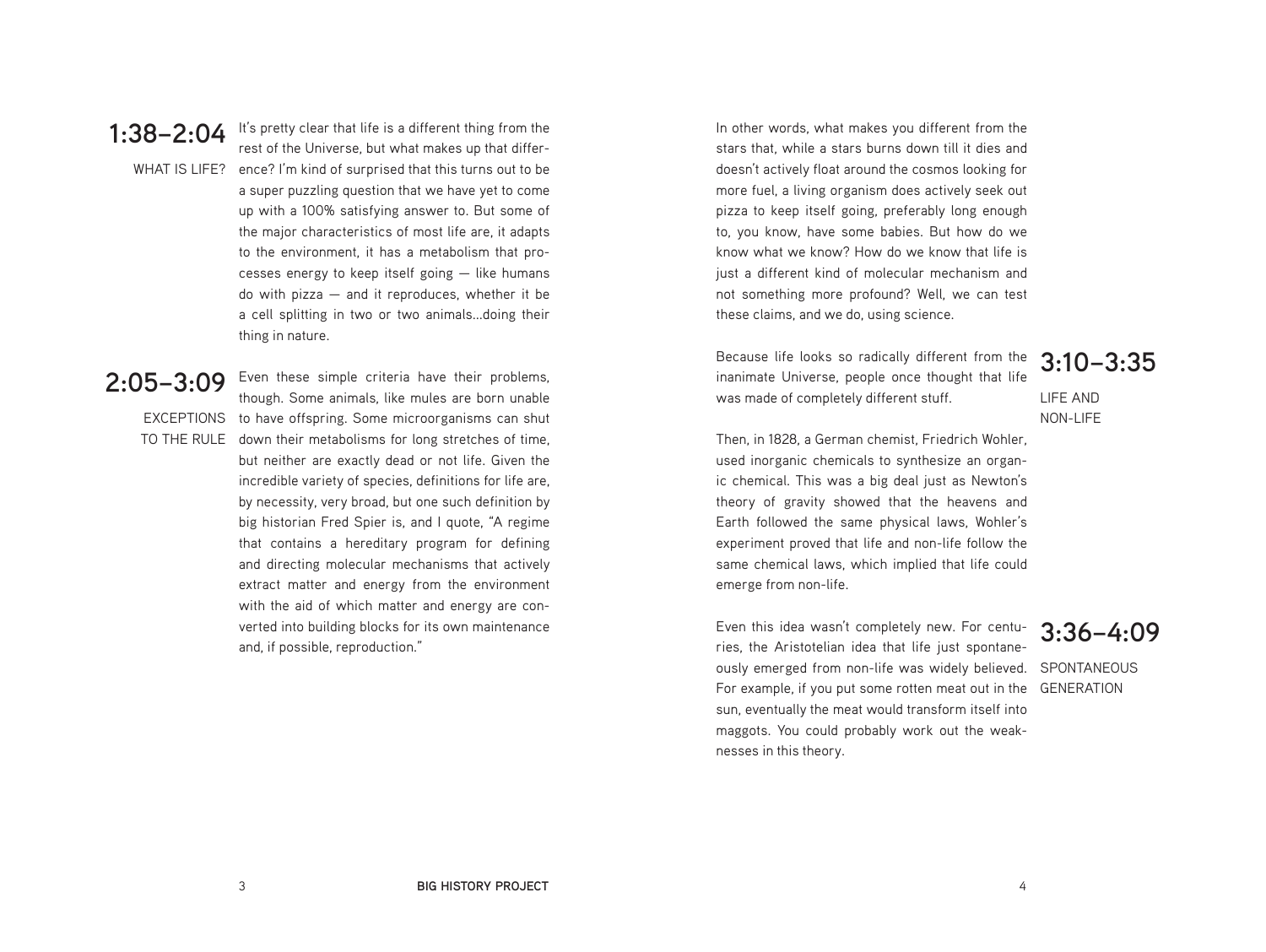## 1:38–2:04

WHAT IS LIFE?

It's pretty clear that life is a different thing from the rest of the Universe, but what makes up that difference? I'm kind of surprised that this turns out to be a super puzzling question that we have yet to come up with a 100% satisfying answer to. But some of the major characteristics of most life are, it adapts to the environment, it has a metabolism that processes energy to keep itself going — like humans do with pizza — and it reproduces, whether it be a cell splitting in two or two animals…doing their thing in nature.

## 2:05–3:09

EXCEPTIONS TO THE RULE

Even these simple criteria have their problems, though. Some animals, like mules are born unable to have offspring. Some microorganisms can shut down their metabolisms for long stretches of time, but neither are exactly dead or not life. Given the incredible variety of species, definitions for life are, by necessity, very broad, but one such definition by big historian Fred Spier is, and I quote, "A regime that contains a hereditary program for defining and directing molecular mechanisms that actively extract matter and energy from the environment with the aid of which matter and energy are converted into building blocks for its own maintenance and, if possible, reproduction."

In other words, what makes you different from the stars that, while a stars burns down till it dies and doesn't actively float around the cosmos looking for more fuel, a living organism does actively seek out pizza to keep itself going, preferably long enough to, you know, have some babies. But how do we know what we know? How do we know that life is just a different kind of molecular mechanism and not something more profound? Well, we can test these claims, and we do, using science.

## 3:10–3:35

LIFE AND NON-LIFE

Because life looks so radically different from the inanimate Universe, people once thought that life was made of completely different stuff.

Then, in 1828, a German chemist, Friedrich Wohler, used inorganic chemicals to synthesize an organic chemical. This was a big deal just as Newton's theory of gravity showed that the heavens and Earth followed the same physical laws, Wohler's experiment proved that life and non-life follow the same chemical laws, which implied that life could emerge from non-life.

## 3:36–4:09

SPONTANEOUS GENERATION

Even this idea wasn't completely new. For centuries, the Aristotelian idea that life just spontaneously emerged from non-life was widely believed. For example, if you put some rotten meat out in the sun, eventually the meat would transform itself into maggots. You could probably work out the weaknesses in this theory.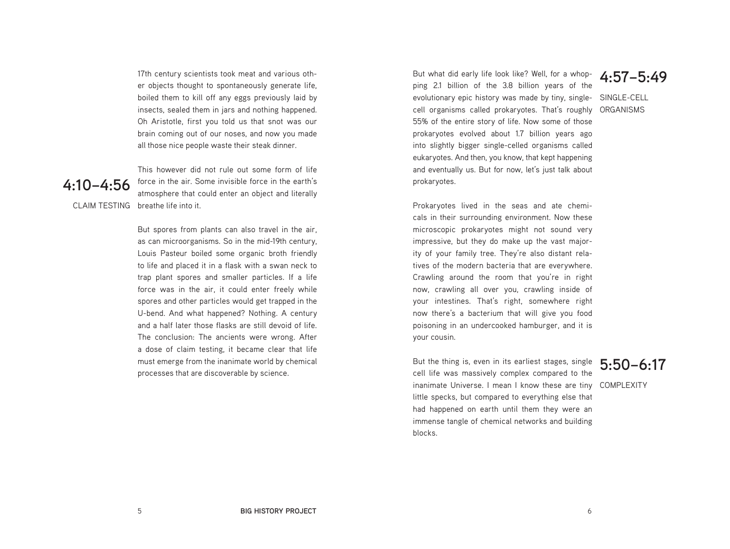17th century scientists took meat and various other objects thought to spontaneously generate life, boiled them to kill off any eggs previously laid by insects, sealed them in jars and nothing happened. Oh Aristotle, first you told us that snot was our brain coming out of our noses, and now you made all those nice people waste their steak dinner.

## 4:10–4:56

CLAIM TESTING

This however did not rule out some form of life force in the air. Some invisible force in the earth's atmosphere that could enter an object and literally breathe life into it.

But spores from plants can also travel in the air, as can microorganisms. So in the mid-19th century, Louis Pasteur boiled some organic broth friendly to life and placed it in a flask with a swan neck to trap plant spores and smaller particles. If a life force was in the air, it could enter freely while spores and other particles would get trapped in the U-bend. And what happened? Nothing. A century and a half later those flasks are still devoid of life. The conclusion: The ancients were wrong. After a dose of claim testing, it became clear that life must emerge from the inanimate world by chemical processes that are discoverable by science.

## 4:57–5:49

SINGLE-CELL ORGANISMS

But what did early life look like? Well, for a whopping 2.1 billion of the 3.8 billion years of the evolutionary epic history was made by tiny, single-cell organisms called prokaryotes. That's roughly 55% of the entire story of life. Now some of those prokaryotes evolved about 1.7 billion years ago into slightly bigger single-celled organisms called eukaryotes. And then, you know, that kept happening and eventually us. But for now, let's just talk about prokaryotes.

Prokaryotes lived in the seas and ate chemicals in their surrounding environment. Now these microscopic prokaryotes might not sound very impressive, but they do make up the vast majority of your family tree. They're also distant relatives of the modern bacteria that are everywhere. Crawling around the room that you're in right now, crawling all over you, crawling inside of your intestines. That's right, somewhere right now there's a bacterium that will give you food poisoning in an undercooked hamburger, and it is your cousin.

## 5:50–6:17

COMPLEXITY

But the thing is, even in its earliest stages, single cell life was massively complex compared to the inanimate Universe. I mean I know these are tiny little specks, but compared to everything else that had happened on earth until them they were an immense tangle of chemical networks and building blocks.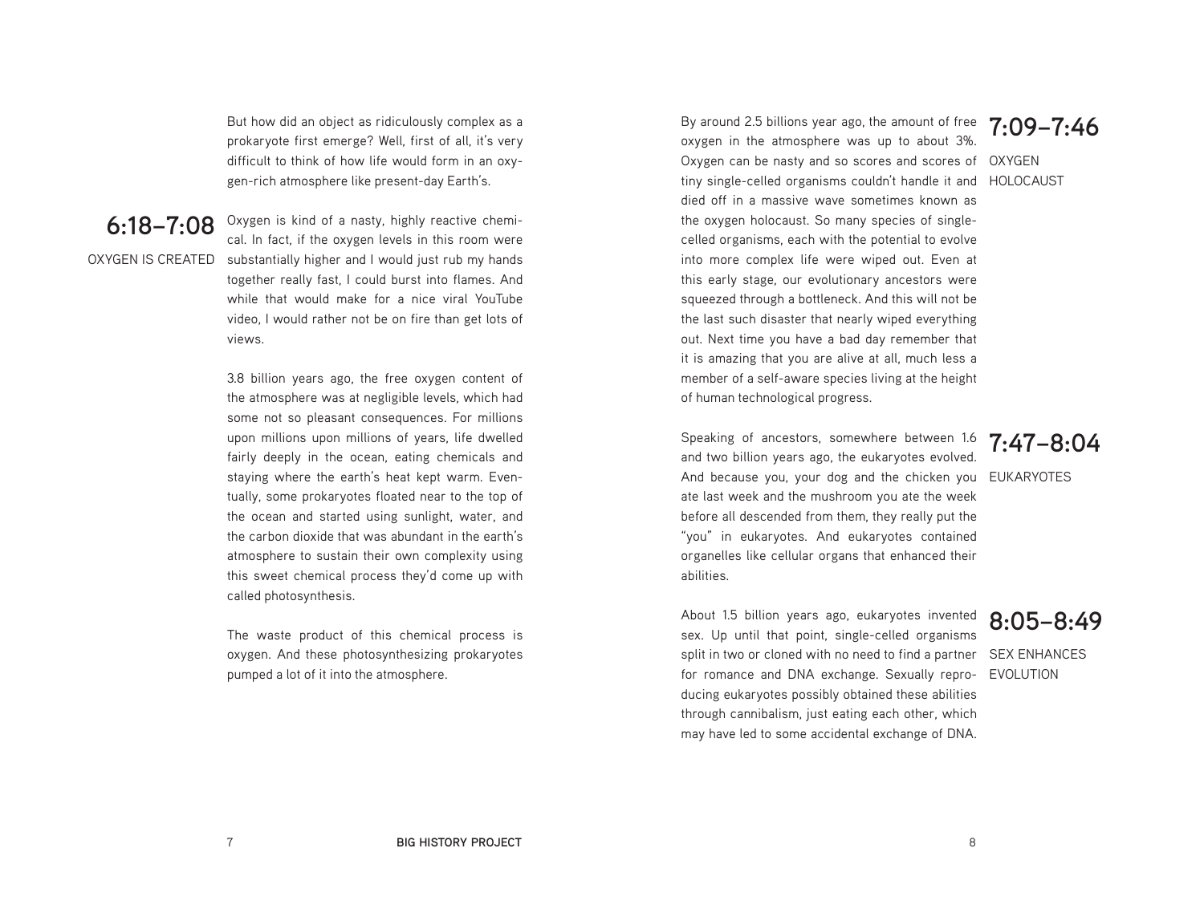But how did an object as ridiculously complex as a prokaryote first emerge? Well, first of all, it's very difficult to think of how life would form in an oxygen-rich atmosphere like present-day Earth's.

## 6:18–7:08

OXYGEN IS CREATED

Oxygen is kind of a nasty, highly reactive chemical. In fact, if the oxygen levels in this room were substantially higher and I would just rub my hands together really fast, I could burst into flames. And while that would make for a nice viral YouTube video, I would rather not be on fire than get lots of views.

3.8 billion years ago, the free oxygen content of the atmosphere was at negligible levels, which had some not so pleasant consequences. For millions upon millions upon millions of years, life dwelled fairly deeply in the ocean, eating chemicals and staying where the earth's heat kept warm. Eventually, some prokaryotes floated near to the top of the ocean and started using sunlight, water, and the carbon dioxide that was abundant in the earth's atmosphere to sustain their own complexity using this sweet chemical process they'd come up with called photosynthesis.

The waste product of this chemical process is oxygen. And these photosynthesizing prokaryotes pumped a lot of it into the atmosphere.

## 7:09–7:46

OXYGEN HOLOCAUST

By around 2.5 billions year ago, the amount of free oxygen in the atmosphere was up to about 3%. Oxygen can be nasty and so scores and scores of tiny single-celled organisms couldn't handle it and died off in a massive wave sometimes known as the oxygen holocaust. So many species of single-celled organisms, each with the potential to evolve into more complex life were wiped out. Even at this early stage, our evolutionary ancestors were squeezed through a bottleneck. And this will not be the last such disaster that nearly wiped everything out. Next time you have a bad day remember that it is amazing that you are alive at all, much less a member of a self-aware species living at the height of human technological progress.

## 7:47–8:04

EUKARYOTES

Speaking of ancestors, somewhere between 1.6 and two billion years ago, the eukaryotes evolved. And because you, your dog and the chicken you ate last week and the mushroom you ate the week before all descended from them, they really put the "you" in eukaryotes. And eukaryotes contained organelles like cellular organs that enhanced their abilities.

## 8:05–8:49

SEX ENHANCES EVOLUTION

About 1.5 billion years ago, eukaryotes invented sex. Up until that point, single-celled organisms split in two or cloned with no need to find a partner for romance and DNA exchange. Sexually reproducing eukaryotes possibly obtained these abilities through cannibalism, just eating each other, which may have led to some accidental exchange of DNA.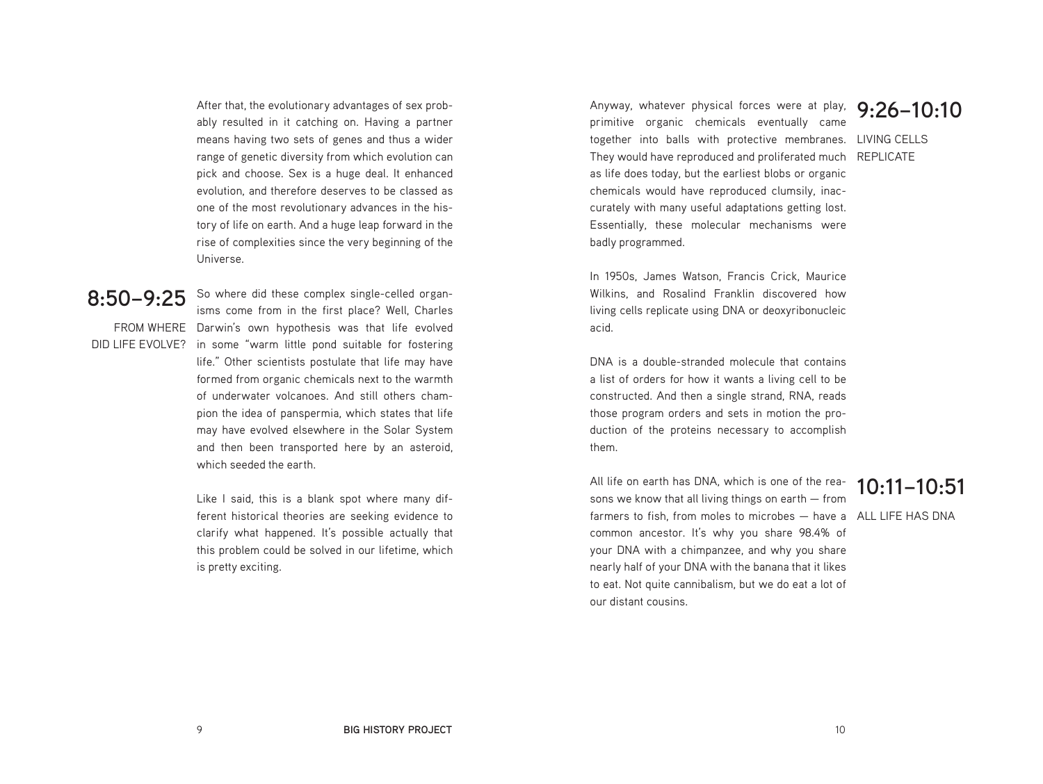After that, the evolutionary advantages of sex probably resulted in it catching on. Having a partner means having two sets of genes and thus a wider range of genetic diversity from which evolution can pick and choose. Sex is a huge deal. It enhanced evolution, and therefore deserves to be classed as one of the most revolutionary advances in the history of life on earth. And a huge leap forward in the rise of complexities since the very beginning of the Universe.

## 8:50–9:25

FROM WHERE DID LIFE EVOLVE?

So where did these complex single-celled organisms come from in the first place? Well, Charles Darwin's own hypothesis was that life evolved in some "warm little pond suitable for fostering life." Other scientists postulate that life may have formed from organic chemicals next to the warmth of underwater volcanoes. And still others champion the idea of panspermia, which states that life may have evolved elsewhere in the Solar System and then been transported here by an asteroid, which seeded the earth.

Like I said, this is a blank spot where many different historical theories are seeking evidence to clarify what happened. It's possible actually that this problem could be solved in our lifetime, which is pretty exciting.

## 9:26–10:10

LIVING CELLS REPLICATE

Anyway, whatever physical forces were at play, primitive organic chemicals eventually came together into balls with protective membranes. They would have reproduced and proliferated much as life does today, but the earliest blobs or organic chemicals would have reproduced clumsily, inaccurately with many useful adaptations getting lost. Essentially, these molecular mechanisms were badly programmed.

In 1950s, James Watson, Francis Crick, Maurice Wilkins, and Rosalind Franklin discovered how living cells replicate using DNA or deoxyribonucleic acid.

DNA is a double-stranded molecule that contains a list of orders for how it wants a living cell to be constructed. And then a single strand, RNA, reads those program orders and sets in motion the production of the proteins necessary to accomplish them.

## 10:11–10:51

ALL LIFE HAS DNA

All life on earth has DNA, which is one of the reasons we know that all living things on earth — from farmers to fish, from moles to microbes — have a common ancestor. It's why you share 98.4% of your DNA with a chimpanzee, and why you share nearly half of your DNA with the banana that it likes to eat. Not quite cannibalism, but we do eat a lot of our distant cousins.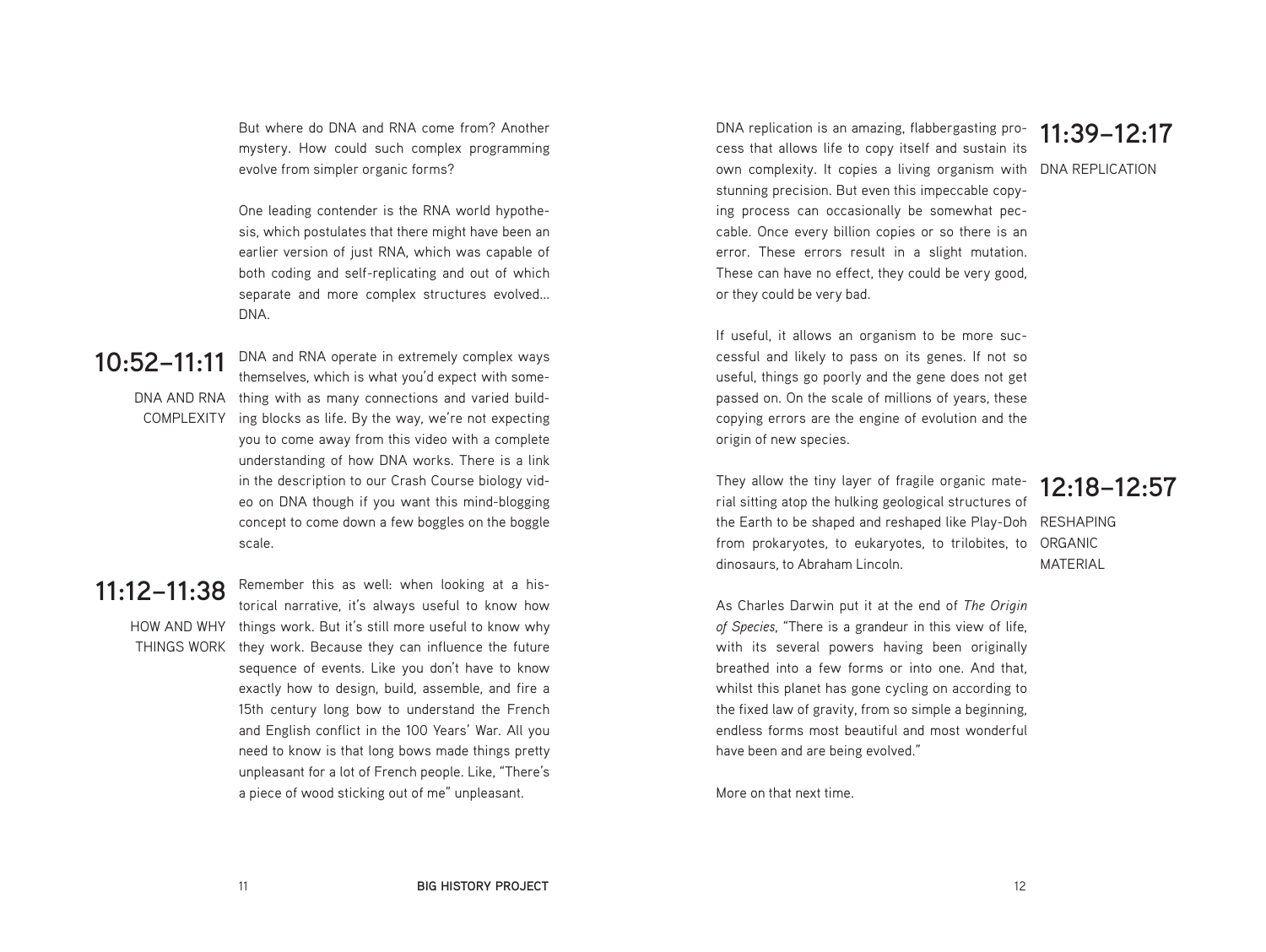But where do DNA and RNA come from? Another mystery. How could such complex programming evolve from simpler organic forms?

One leading contender is the RNA world hypothesis, which postulates that there might have been an earlier version of just RNA, which was capable of both coding and self-replicating and out of which separate and more complex structures evolved... DNA.

## 10:52–11:11

DNA AND RNA COMPLEXITY

DNA and RNA operate in extremely complex ways themselves, which is what you'd expect with something with as many connections and varied building blocks as life. By the way, we're not expecting you to come away from this video with a complete understanding of how DNA works. There is a link in the description to our Crash Course biology video on DNA though if you want this mind-blogging concept to come down a few boggles on the boggle scale.

## 11:12–11:38

HOW AND WHY THINGS WORK

Remember this as well: when looking at a historical narrative, it's always useful to know how things work. But it's still more useful to know why they work. Because they can influence the future sequence of events. Like you don't have to know exactly how to design, build, assemble, and fire a 15th century long bow to understand the French and English conflict in the 100 Years' War. All you need to know is that long bows made things pretty unpleasant for a lot of French people. Like, "There's a piece of wood sticking out of me" unpleasant.

## 11:39–12:17

DNA REPLICATION

DNA replication is an amazing, flabbergasting process that allows life to copy itself and sustain its own complexity. It copies a living organism with stunning precision. But even this impeccable copying process can occasionally be somewhat peccable. Once every billion copies or so there is an error. These errors result in a slight mutation. These can have no effect, they could be very good, or they could be very bad.

If useful, it allows an organism to be more successful and likely to pass on its genes. If not so useful, things go poorly and the gene does not get passed on. On the scale of millions of years, these copying errors are the engine of evolution and the origin of new species.

## 12:18–12:57

RESHAPING ORGANIC MATERIAL

They allow the tiny layer of fragile organic material sitting atop the hulking geological structures of the Earth to be shaped and reshaped like Play-Doh from prokaryotes, to eukaryotes, to trilobites, to dinosaurs, to Abraham Lincoln.

As Charles Darwin put it at the end of *The Origin of Species*, "There is a grandeur in this view of life, with its several powers having been originally breathed into a few forms or into one. And that, whilst this planet has gone cycling on according to the fixed law of gravity, from so simple a beginning, endless forms most beautiful and most wonderful have been and are being evolved."

More on that next time.